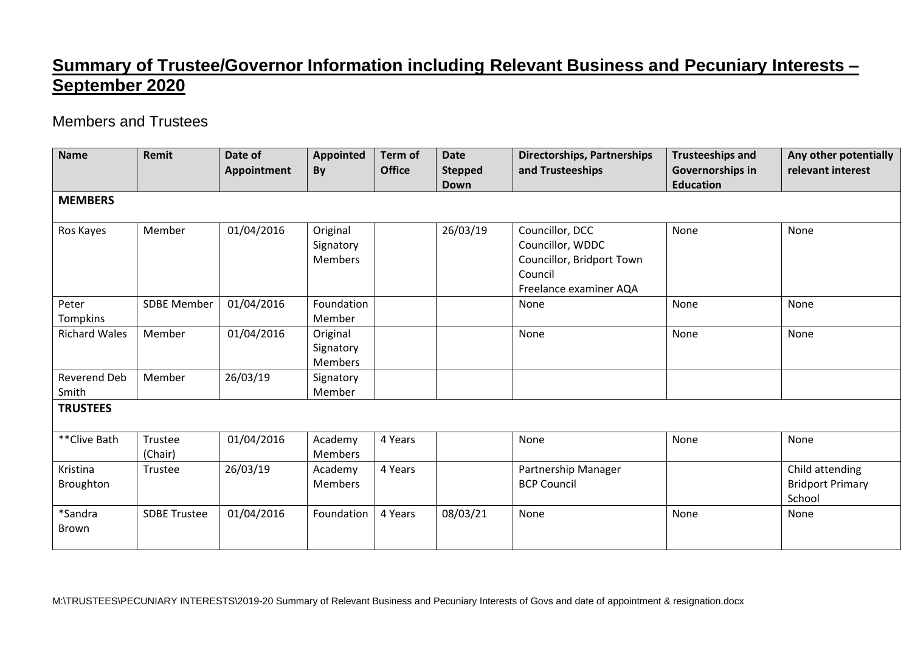# Summary of Trustee/Governor Information including Relevant Business and Pecuniary Interests – September 2020

## Members and Trustees

| Name | Remit | Date of Appointment | Appointed By | Term of Office | Date Stepped Down | Directorships, Partnerships and Trusteeships | Trusteeships and Governorships in Education | Any other potentially relevant interest |
|---|---|---|---|---|---|---|---|---|
| **MEMBERS** | | | | | | | | |
| Ros Kayes | Member | 01/04/2016 | Original Signatory Members | | 26/03/19 | Councillor, DCC<br>Councillor, WDDC<br>Councillor, Bridport Town Council<br>Freelance examiner AQA | None | None |
| Peter Tompkins | SDBE Member | 01/04/2016 | Foundation Member | | | None | None | None |
| Richard Wales | Member | 01/04/2016 | Original Signatory Members | | | None | None | None |
| Reverend Deb Smith | Member | 26/03/19 | Signatory Member | | | | | |
| **TRUSTEES** | | | | | | | | |
| **Clive Bath | Trustee (Chair) | 01/04/2016 | Academy Members | 4 Years | | None | None | None |
| Kristina Broughton | Trustee | 26/03/19 | Academy Members | 4 Years | | Partnership Manager BCP Council | | Child attending Bridport Primary School |
| *Sandra Brown | SDBE Trustee | 01/04/2016 | Foundation | 4 Years | 08/03/21 | None | None | None |

M:\TRUSTEES\PECUNIARY INTERESTS\2019-20 Summary of Relevant Business and Pecuniary Interests of Govs and date of appointment & resignation.docx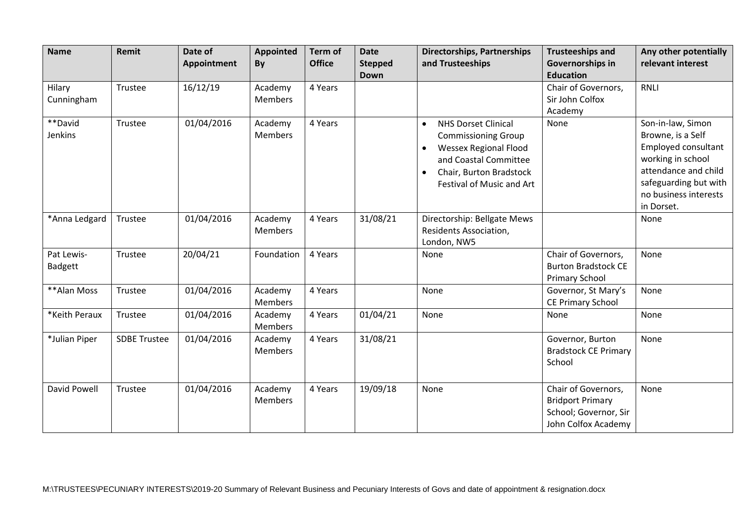| Name | Remit | Date of Appointment | Appointed By | Term of Office | Date Stepped Down | Directorships, Partnerships and Trusteeships | Trusteeships and Governorships in Education | Any other potentially relevant interest |
|---|---|---|---|---|---|---|---|---|
| Hilary Cunningham | Trustee | 16/12/19 | Academy Members | 4 Years | | | Chair of Governors, Sir John Colfox Academy | RNLI |
| **David Jenkins | Trustee | 01/04/2016 | Academy Members | 4 Years | | • NHS Dorset Clinical Commissioning Group<br>• Wessex Regional Flood and Coastal Committee<br>• Chair, Burton Bradstock Festival of Music and Art | None | Son-in-law, Simon Browne, is a Self Employed consultant working in school attendance and child safeguarding but with no business interests in Dorset. |
| *Anna Ledgard | Trustee | 01/04/2016 | Academy Members | 4 Years | 31/08/21 | Directorship: Bellgate Mews Residents Association, London, NW5 | | None |
| Pat Lewis-Badgett | Trustee | 20/04/21 | Foundation | 4 Years | | None | Chair of Governors, Burton Bradstock CE Primary School | None |
| **Alan Moss | Trustee | 01/04/2016 | Academy Members | 4 Years | | None | Governor, St Mary's CE Primary School | None |
| *Keith Peraux | Trustee | 01/04/2016 | Academy Members | 4 Years | 01/04/21 | None | None | None |
| *Julian Piper | SDBE Trustee | 01/04/2016 | Academy Members | 4 Years | 31/08/21 | | Governor, Burton Bradstock CE Primary School | None |
| David Powell | Trustee | 01/04/2016 | Academy Members | 4 Years | 19/09/18 | None | Chair of Governors, Bridport Primary School; Governor, Sir John Colfox Academy | None |

M:\TRUSTEES\PECUNIARY INTERESTS\2019-20 Summary of Relevant Business and Pecuniary Interests of Govs and date of appointment & resignation.docx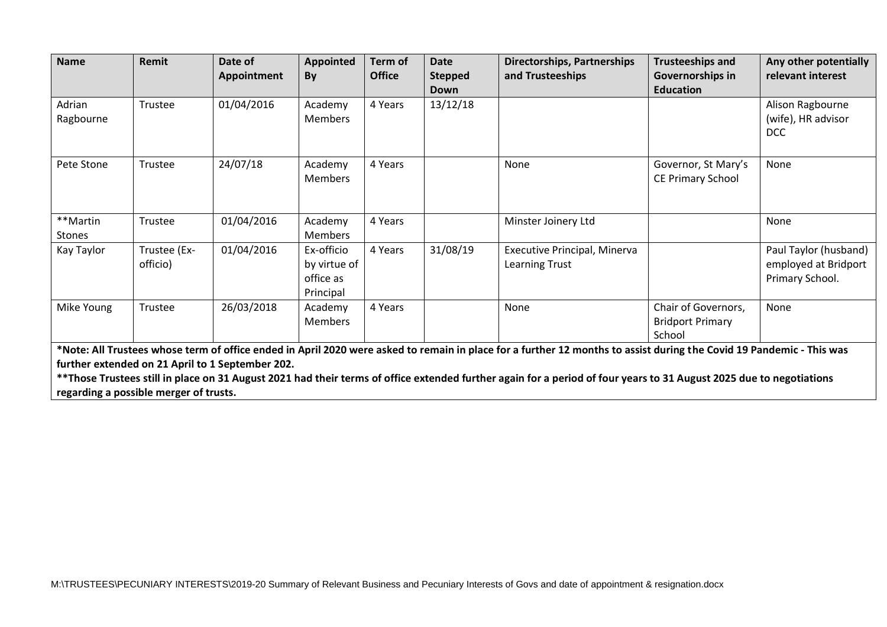| Name | Remit | Date of Appointment | Appointed By | Term of Office | Date Stepped Down | Directorships, Partnerships and Trusteeships | Trusteeships and Governorships in Education | Any other potentially relevant interest |
|---|---|---|---|---|---|---|---|---|
| Adrian Ragbourne | Trustee | 01/04/2016 | Academy Members | 4 Years | 13/12/18 | | | Alison Ragbourne (wife), HR advisor DCC |
| Pete Stone | Trustee | 24/07/18 | Academy Members | 4 Years | | None | Governor, St Mary's CE Primary School | None |
| **Martin Stones | Trustee | 01/04/2016 | Academy Members | 4 Years | | Minster Joinery Ltd | | None |
| Kay Taylor | Trustee (Ex-officio) | 01/04/2016 | Ex-officio by virtue of office as Principal | 4 Years | 31/08/19 | Executive Principal, Minerva Learning Trust | | Paul Taylor (husband) employed at Bridport Primary School. |
| Mike Young | Trustee | 26/03/2018 | Academy Members | 4 Years | | None | Chair of Governors, Bridport Primary School | None |

**\*Note: All Trustees whose term of office ended in April 2020 were asked to remain in place for a further 12 months to assist during the Covid 19 Pandemic - This was further extended on 21 April to 1 September 202.**

**\*\*Those Trustees still in place on 31 August 2021 had their terms of office extended further again for a period of four years to 31 August 2025 due to negotiations regarding a possible merger of trusts.**

M:\TRUSTEES\PECUNIARY INTERESTS\2019-20 Summary of Relevant Business and Pecuniary Interests of Govs and date of appointment & resignation.docx